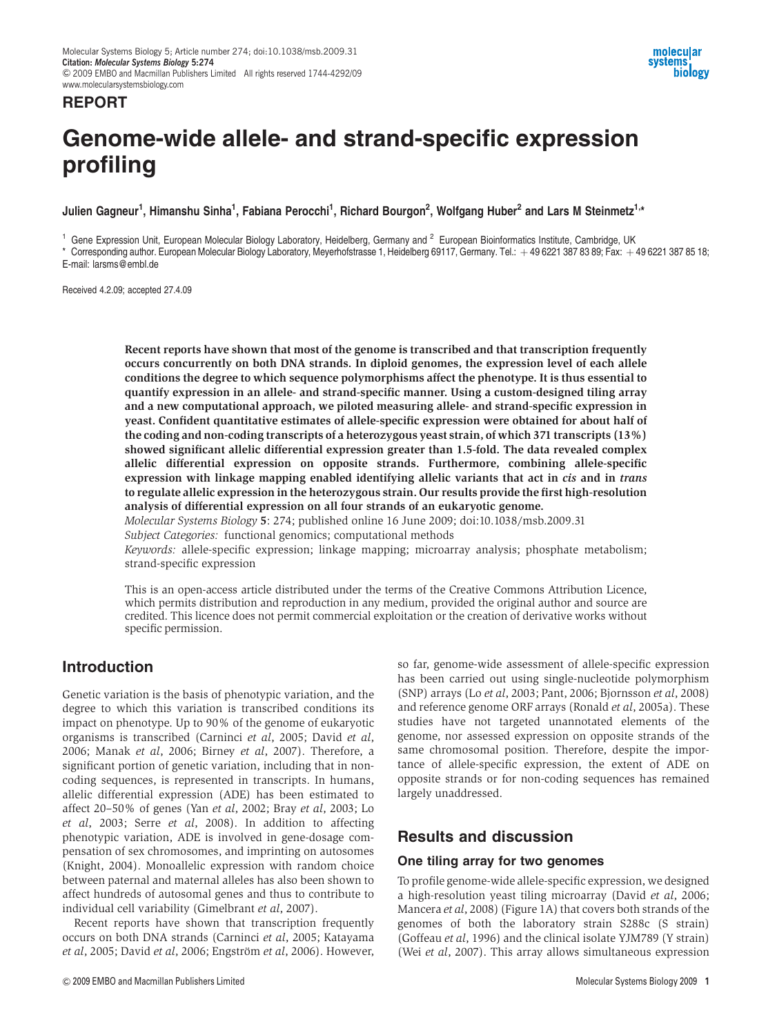Molecular Systems Biology 5; Article number 274; doi:10.1038/msb.2009.31
**Citation:** ***Molecular Systems Biology*** **5:274**
© 2009 EMBO and Macmillan Publishers Limited All rights reserved 1744-4292/09
www.molecularsystemsbiology.com

**REPORT**

# Genome-wide allele- and strand-specific expression profiling

**Julien Gagneur[1], Himanshu Sinha[1], Fabiana Perocchi[1], Richard Bourgon[2], Wolfgang Huber[2] and Lars M Steinmetz[1,*]**

[1] Gene Expression Unit, European Molecular Biology Laboratory, Heidelberg, Germany and [2] European Bioinformatics Institute, Cambridge, UK
* Corresponding author. European Molecular Biology Laboratory, Meyerhofstrasse 1, Heidelberg 69117, Germany. Tel.: +49 6221 387 83 89; Fax: +49 6221 387 85 18; E-mail: larsms@embl.de

Received 4.2.09; accepted 27.4.09

**Recent reports have shown that most of the genome is transcribed and that transcription frequently occurs concurrently on both DNA strands. In diploid genomes, the expression level of each allele conditions the degree to which sequence polymorphisms affect the phenotype. It is thus essential to quantify expression in an allele- and strand-specific manner. Using a custom-designed tiling array and a new computational approach, we piloted measuring allele- and strand-specific expression in yeast. Confident quantitative estimates of allele-specific expression were obtained for about half of the coding and non-coding transcripts of a heterozygous yeast strain, of which 371 transcripts (13%) showed significant allelic differential expression greater than 1.5-fold. The data revealed complex allelic differential expression on opposite strands. Furthermore, combining allele-specific expression with linkage mapping enabled identifying allelic variants that act in *cis* and in *trans* to regulate allelic expression in the heterozygous strain. Our results provide the first high-resolution analysis of differential expression on all four strands of an eukaryotic genome.**

*Molecular Systems Biology* **5**: 274; published online 16 June 2009; doi:10.1038/msb.2009.31
*Subject Categories:* functional genomics; computational methods
*Keywords:* allele-specific expression; linkage mapping; microarray analysis; phosphate metabolism; strand-specific expression

This is an open-access article distributed under the terms of the Creative Commons Attribution Licence, which permits distribution and reproduction in any medium, provided the original author and source are credited. This licence does not permit commercial exploitation or the creation of derivative works without specific permission.

## Introduction

Genetic variation is the basis of phenotypic variation, and the degree to which this variation is transcribed conditions its impact on phenotype. Up to 90% of the genome of eukaryotic organisms is transcribed (Carninci *et al*, 2005; David *et al*, 2006; Manak *et al*, 2006; Birney *et al*, 2007). Therefore, a significant portion of genetic variation, including that in non-coding sequences, is represented in transcripts. In humans, allelic differential expression (ADE) has been estimated to affect 20–50% of genes (Yan *et al*, 2002; Bray *et al*, 2003; Lo *et al*, 2003; Serre *et al*, 2008). In addition to affecting phenotypic variation, ADE is involved in gene-dosage compensation of sex chromosomes, and imprinting on autosomes (Knight, 2004). Monoallelic expression with random choice between paternal and maternal alleles has also been shown to affect hundreds of autosomal genes and thus to contribute to individual cell variability (Gimelbrant *et al*, 2007).

Recent reports have shown that transcription frequently occurs on both DNA strands (Carninci *et al*, 2005; Katayama *et al*, 2005; David *et al*, 2006; Engström *et al*, 2006). However, so far, genome-wide assessment of allele-specific expression has been carried out using single-nucleotide polymorphism (SNP) arrays (Lo *et al*, 2003; Pant, 2006; Bjornsson *et al*, 2008) and reference genome ORF arrays (Ronald *et al*, 2005a). These studies have not targeted unannotated elements of the genome, nor assessed expression on opposite strands of the same chromosomal position. Therefore, despite the importance of allele-specific expression, the extent of ADE on opposite strands or for non-coding sequences has remained largely unaddressed.

## Results and discussion

### One tiling array for two genomes

To profile genome-wide allele-specific expression, we designed a high-resolution yeast tiling microarray (David *et al*, 2006; Mancera *et al*, 2008) (Figure 1A) that covers both strands of the genomes of both the laboratory strain S288c (S strain) (Goffeau *et al*, 1996) and the clinical isolate YJM789 (Y strain) (Wei *et al*, 2007). This array allows simultaneous expression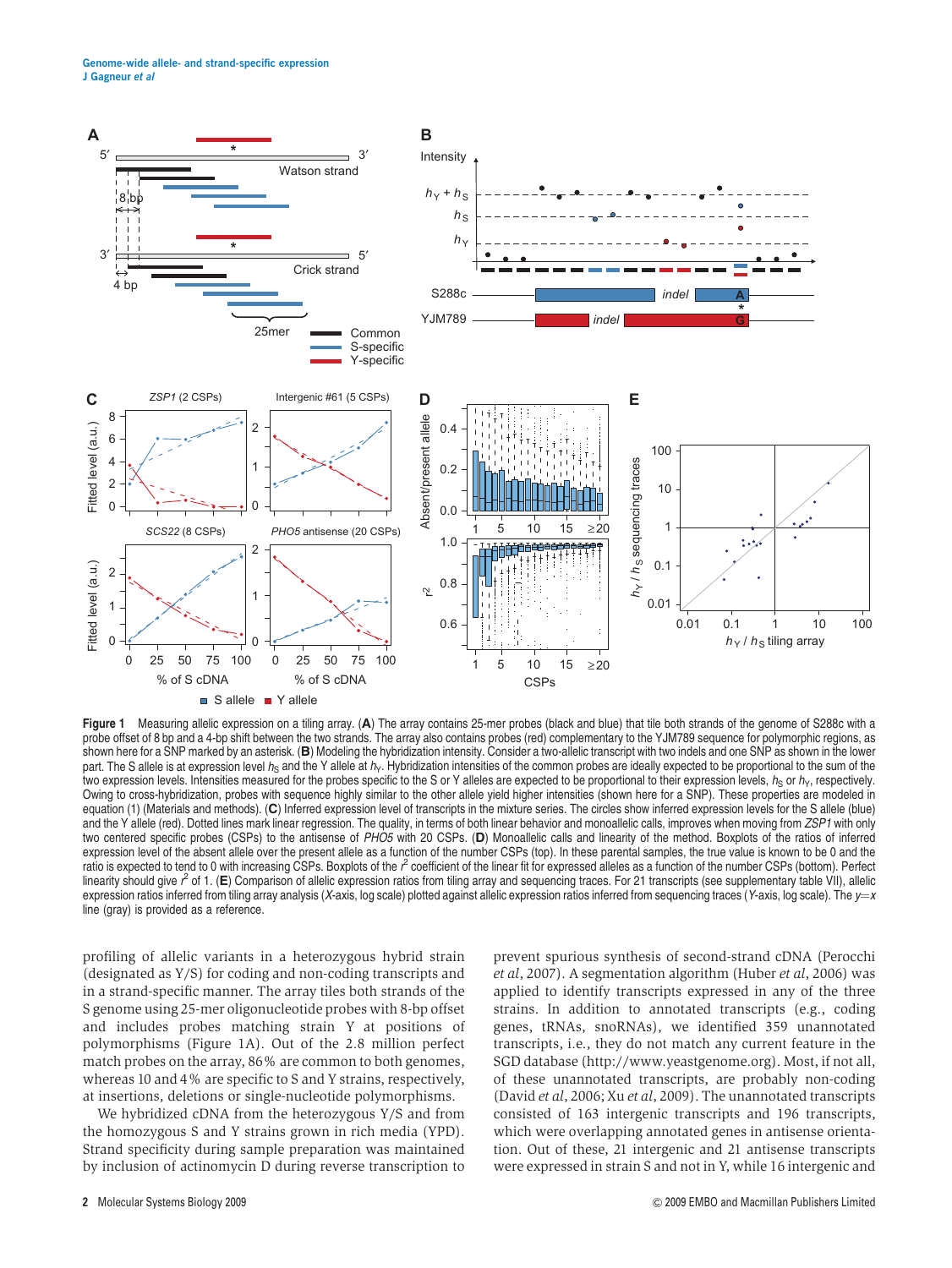**Figure 1** Measuring allelic expression on a tiling array. (**A**) The array contains 25-mer probes (black and blue) that tile both strands of the genome of S288c with a probe offset of 8 bp and a 4-bp shift between the two strands. The array also contains probes (red) complementary to the YJM789 sequence for polymorphic regions, as shown here for a SNP marked by an asterisk. (**B**) Modeling the hybridization intensity. Consider a two-allelic transcript with two indels and one SNP as shown in the lower part. The S allele is at expression level $h_S$ and the Y allele at $h_Y$. Hybridization intensities of the common probes are ideally expected to be proportional to the sum of the two expression levels. Intensities measured for the probes specific to the S or Y alleles are expected to be proportional to their expression levels, $h_S$ or $h_Y$, respectively. Owing to cross-hybridization, probes with sequence highly similar to the other allele yield higher intensities (shown here for a SNP). These properties are modeled in equation (1) (Materials and methods). (**C**) Inferred expression level of transcripts in the mixture series. The circles show inferred expression levels for the S allele (blue) and the Y allele (red). Dotted lines mark linear regression. The quality, in terms of both linear behavior and monoallelic calls, improves when moving from *ZSP1* with only two centered specific probes (CSPs) to the antisense of *PHO5* with 20 CSPs. (**D**) Monoallelic calls and linearity of the method. Boxplots of the ratios of inferred expression level of the absent allele over the present allele as a function of the number CSPs (top). In these parental samples, the true value is known to be 0 and the ratio is expected to tend to 0 with increasing CSPs. Boxplots of the $r^2$ coefficient of the linear fit for expressed alleles as a function of the number CSPs (bottom). Perfect linearity should give $r^2$ of 1. (**E**) Comparison of allelic expression ratios from tiling array and sequencing traces. For 21 transcripts (see supplementary table VII), allelic expression ratios inferred from tiling array analysis (*X*-axis, log scale) plotted against allelic expression ratios inferred from sequencing traces (*Y*-axis, log scale). The $y=x$ line (gray) is provided as a reference.

profiling of allelic variants in a heterozygous hybrid strain (designated as Y/S) for coding and non-coding transcripts and in a strand-specific manner. The array tiles both strands of the S genome using 25-mer oligonucleotide probes with 8-bp offset and includes probes matching strain Y at positions of polymorphisms (Figure 1A). Out of the 2.8 million perfect match probes on the array, 86% are common to both genomes, whereas 10 and 4% are specific to S and Y strains, respectively, at insertions, deletions or single-nucleotide polymorphisms.

We hybridized cDNA from the heterozygous Y/S and from the homozygous S and Y strains grown in rich media (YPD). Strand specificity during sample preparation was maintained by inclusion of actinomycin D during reverse transcription to prevent spurious synthesis of second-strand cDNA (Perocchi *et al*, 2007). A segmentation algorithm (Huber *et al*, 2006) was applied to identify transcripts expressed in any of the three strains. In addition to annotated transcripts (e.g., coding genes, tRNAs, snoRNAs), we identified 359 unannotated transcripts, i.e., they do not match any current feature in the SGD database (http://www.yeastgenome.org). Most, if not all, of these unannotated transcripts, are probably non-coding (David *et al*, 2006; Xu *et al*, 2009). The unannotated transcripts consisted of 163 intergenic transcripts and 196 transcripts, which were overlapping annotated genes in antisense orientation. Out of these, 21 intergenic and 21 antisense transcripts were expressed in strain S and not in Y, while 16 intergenic and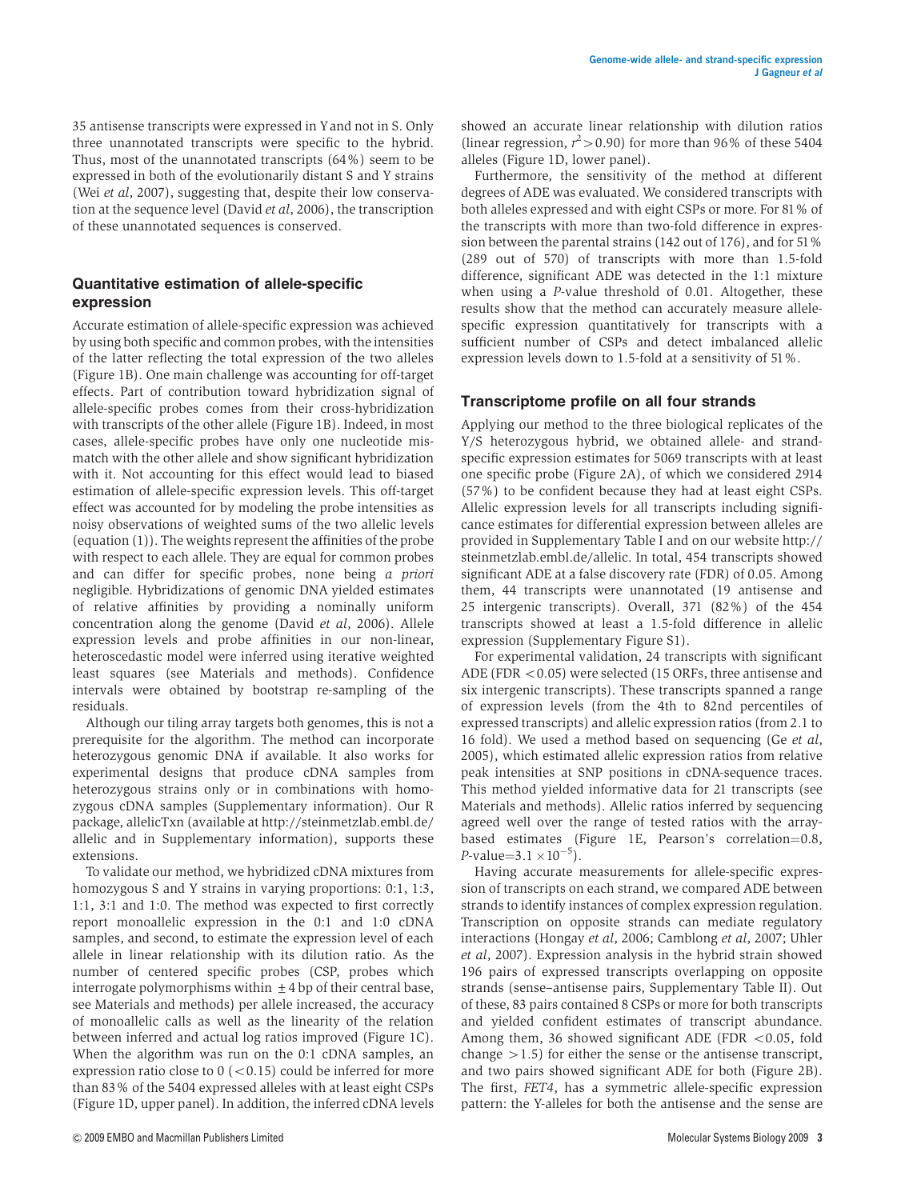35 antisense transcripts were expressed in Y and not in S. Only three unannotated transcripts were specific to the hybrid. Thus, most of the unannotated transcripts (64%) seem to be expressed in both of the evolutionarily distant S and Y strains (Wei *et al*, 2007), suggesting that, despite their low conservation at the sequence level (David *et al*, 2006), the transcription of these unannotated sequences is conserved.

## Quantitative estimation of allele-specific expression

Accurate estimation of allele-specific expression was achieved by using both specific and common probes, with the intensities of the latter reflecting the total expression of the two alleles (Figure 1B). One main challenge was accounting for off-target effects. Part of contribution toward hybridization signal of allele-specific probes comes from their cross-hybridization with transcripts of the other allele (Figure 1B). Indeed, in most cases, allele-specific probes have only one nucleotide mismatch with the other allele and show significant hybridization with it. Not accounting for this effect would lead to biased estimation of allele-specific expression levels. This off-target effect was accounted for by modeling the probe intensities as noisy observations of weighted sums of the two allelic levels (equation (1)). The weights represent the affinities of the probe with respect to each allele. They are equal for common probes and can differ for specific probes, none being *a priori* negligible. Hybridizations of genomic DNA yielded estimates of relative affinities by providing a nominally uniform concentration along the genome (David *et al*, 2006). Allele expression levels and probe affinities in our non-linear, heteroscedastic model were inferred using iterative weighted least squares (see Materials and methods). Confidence intervals were obtained by bootstrap re-sampling of the residuals.

Although our tiling array targets both genomes, this is not a prerequisite for the algorithm. The method can incorporate heterozygous genomic DNA if available. It also works for experimental designs that produce cDNA samples from heterozygous strains only or in combinations with homozygous cDNA samples (Supplementary information). Our R package, allelicTxn (available at http://steinmetzlab.embl.de/allelic and in Supplementary information), supports these extensions.

To validate our method, we hybridized cDNA mixtures from homozygous S and Y strains in varying proportions: 0:1, 1:3, 1:1, 3:1 and 1:0. The method was expected to first correctly report monoallelic expression in the 0:1 and 1:0 cDNA samples, and second, to estimate the expression level of each allele in linear relationship with its dilution ratio. As the number of centered specific probes (CSP, probes which interrogate polymorphisms within $\pm 4$ bp of their central base, see Materials and methods) per allele increased, the accuracy of monoallelic calls as well as the linearity of the relation between inferred and actual log ratios improved (Figure 1C). When the algorithm was run on the 0:1 cDNA samples, an expression ratio close to 0 ($<0.15$) could be inferred for more than 83% of the 5404 expressed alleles with at least eight CSPs (Figure 1D, upper panel). In addition, the inferred cDNA levels showed an accurate linear relationship with dilution ratios (linear regression, $r^2>0.90$) for more than 96% of these 5404 alleles (Figure 1D, lower panel).

Furthermore, the sensitivity of the method at different degrees of ADE was evaluated. We considered transcripts with both alleles expressed and with eight CSPs or more. For 81% of the transcripts with more than two-fold difference in expression between the parental strains (142 out of 176), and for 51% (289 out of 570) of transcripts with more than 1.5-fold difference, significant ADE was detected in the 1:1 mixture when using a *P*-value threshold of 0.01. Altogether, these results show that the method can accurately measure allele-specific expression quantitatively for transcripts with a sufficient number of CSPs and detect imbalanced allelic expression levels down to 1.5-fold at a sensitivity of 51%.

## Transcriptome profile on all four strands

Applying our method to the three biological replicates of the Y/S heterozygous hybrid, we obtained allele- and strand-specific expression estimates for 5069 transcripts with at least one specific probe (Figure 2A), of which we considered 2914 (57%) to be confident because they had at least eight CSPs. Allelic expression levels for all transcripts including significance estimates for differential expression between alleles are provided in Supplementary Table I and on our website http://steinmetzlab.embl.de/allelic. In total, 454 transcripts showed significant ADE at a false discovery rate (FDR) of 0.05. Among them, 44 transcripts were unannotated (19 antisense and 25 intergenic transcripts). Overall, 371 (82%) of the 454 transcripts showed at least a 1.5-fold difference in allelic expression (Supplementary Figure S1).

For experimental validation, 24 transcripts with significant ADE (FDR $<0.05$) were selected (15 ORFs, three antisense and six intergenic transcripts). These transcripts spanned a range of expression levels (from the 4th to 82nd percentiles of expressed transcripts) and allelic expression ratios (from 2.1 to 16 fold). We used a method based on sequencing (Ge *et al*, 2005), which estimated allelic expression ratios from relative peak intensities at SNP positions in cDNA-sequence traces. This method yielded informative data for 21 transcripts (see Materials and methods). Allelic ratios inferred by sequencing agreed well over the range of tested ratios with the array-based estimates (Figure 1E, Pearson's correlation=0.8, *P*-value=$3.1\times10^{-5}$).

Having accurate measurements for allele-specific expression of transcripts on each strand, we compared ADE between strands to identify instances of complex expression regulation. Transcription on opposite strands can mediate regulatory interactions (Hongay *et al*, 2006; Camblong *et al*, 2007; Uhler *et al*, 2007). Expression analysis in the hybrid strain showed 196 pairs of expressed transcripts overlapping on opposite strands (sense–antisense pairs, Supplementary Table II). Out of these, 83 pairs contained 8 CSPs or more for both transcripts and yielded confident estimates of transcript abundance. Among them, 36 showed significant ADE (FDR $<0.05$, fold change $>1.5$) for either the sense or the antisense transcript, and two pairs showed significant ADE for both (Figure 2B). The first, *FET4*, has a symmetric allele-specific expression pattern: the Y-alleles for both the antisense and the sense are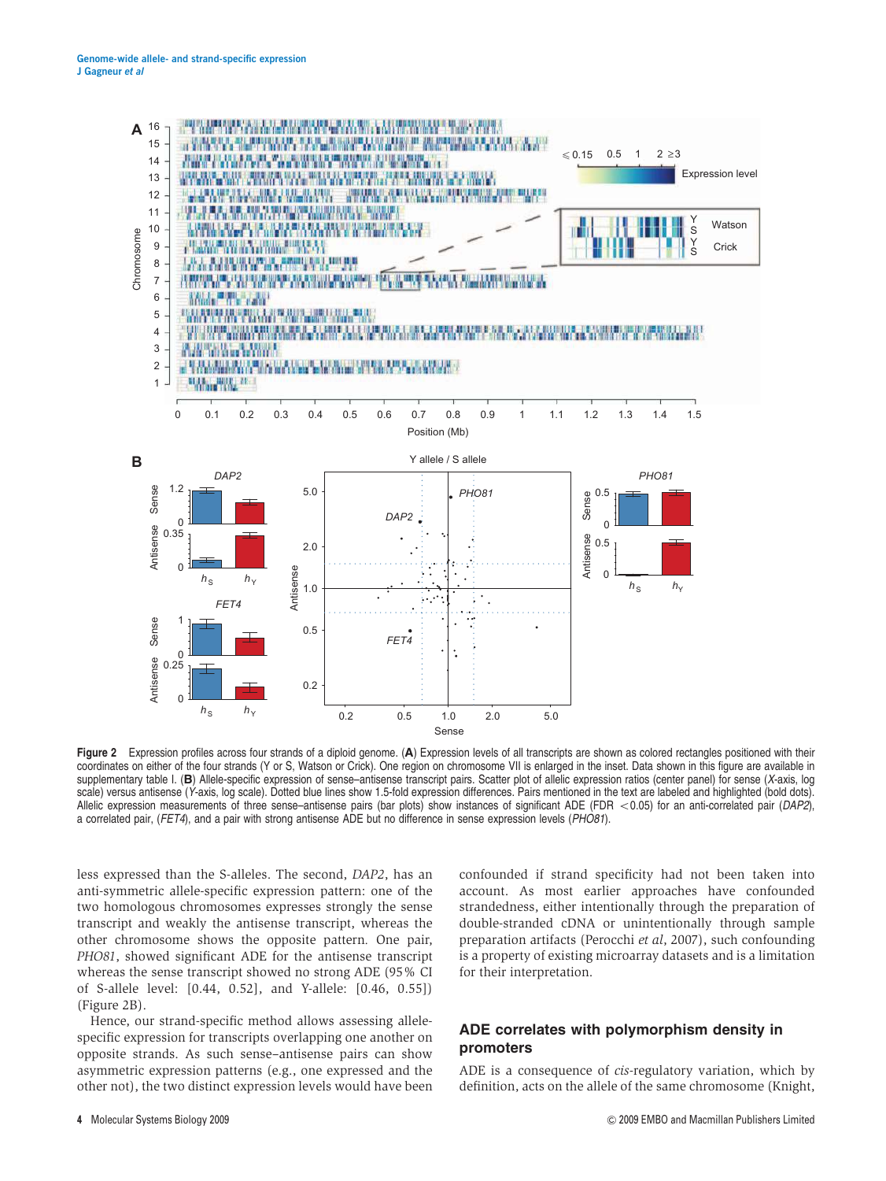**Figure 2** Expression profiles across four strands of a diploid genome. (**A**) Expression levels of all transcripts are shown as colored rectangles positioned with their coordinates on either of the four strands (Y or S, Watson or Crick). One region on chromosome VII is enlarged in the inset. Data shown in this figure are available in supplementary table I. (**B**) Allele-specific expression of sense–antisense transcript pairs. Scatter plot of allelic expression ratios (center panel) for sense (*X*-axis, log scale) versus antisense (*Y*-axis, log scale). Dotted blue lines show 1.5-fold expression differences. Pairs mentioned in the text are labeled and highlighted (bold dots). Allelic expression measurements of three sense–antisense pairs (bar plots) show instances of significant ADE (FDR $<0.05$) for an anti-correlated pair (*DAP2*), a correlated pair, (*FET4*), and a pair with strong antisense ADE but no difference in sense expression levels (*PHO81*).

less expressed than the S-alleles. The second, *DAP2*, has an anti-symmetric allele-specific expression pattern: one of the two homologous chromosomes expresses strongly the sense transcript and weakly the antisense transcript, whereas the other chromosome shows the opposite pattern. One pair, *PHO81*, showed significant ADE for the antisense transcript whereas the sense transcript showed no strong ADE (95% CI of S-allele level: [0.44, 0.52], and Y-allele: [0.46, 0.55]) (Figure 2B).

Hence, our strand-specific method allows assessing allele-specific expression for transcripts overlapping one another on opposite strands. As such sense–antisense pairs can show asymmetric expression patterns (e.g., one expressed and the other not), the two distinct expression levels would have been confounded if strand specificity had not been taken into account. As most earlier approaches have confounded strandedness, either intentionally through the preparation of double-stranded cDNA or unintentionally through sample preparation artifacts (Perocchi *et al*, 2007), such confounding is a property of existing microarray datasets and is a limitation for their interpretation.

## ADE correlates with polymorphism density in promoters

ADE is a consequence of *cis*-regulatory variation, which by definition, acts on the allele of the same chromosome (Knight,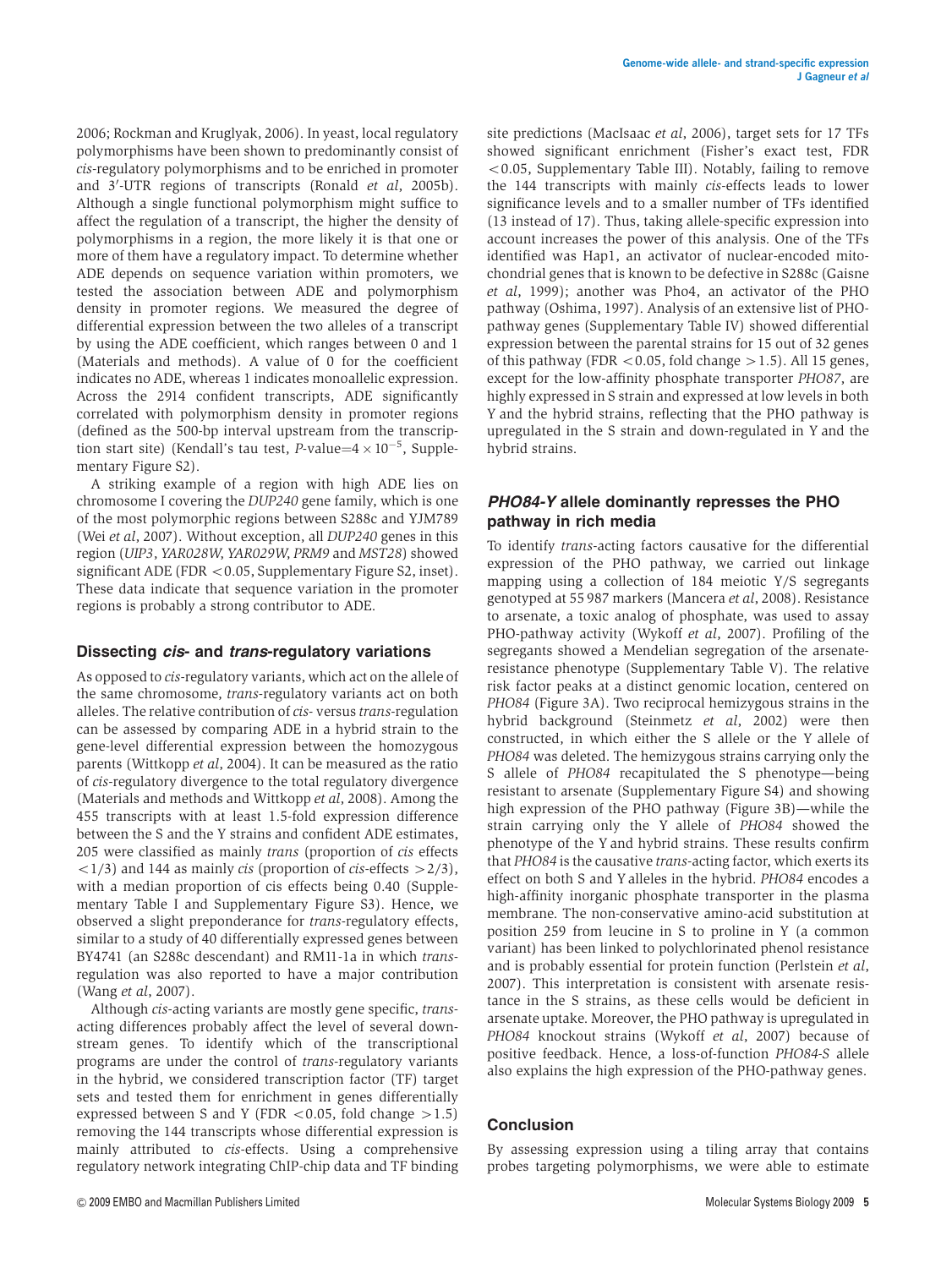2006; Rockman and Kruglyak, 2006). In yeast, local regulatory polymorphisms have been shown to predominantly consist of *cis*-regulatory polymorphisms and to be enriched in promoter and 3′-UTR regions of transcripts (Ronald *et al*, 2005b). Although a single functional polymorphism might suffice to affect the regulation of a transcript, the higher the density of polymorphisms in a region, the more likely it is that one or more of them have a regulatory impact. To determine whether ADE depends on sequence variation within promoters, we tested the association between ADE and polymorphism density in promoter regions. We measured the degree of differential expression between the two alleles of a transcript by using the ADE coefficient, which ranges between 0 and 1 (Materials and methods). A value of 0 for the coefficient indicates no ADE, whereas 1 indicates monoallelic expression. Across the 2914 confident transcripts, ADE significantly correlated with polymorphism density in promoter regions (defined as the 500-bp interval upstream from the transcription start site) (Kendall's tau test, $P$-value$=4\times10^{-5}$, Supplementary Figure S2).

A striking example of a region with high ADE lies on chromosome I covering the *DUP240* gene family, which is one of the most polymorphic regions between S288c and YJM789 (Wei *et al*, 2007). Without exception, all *DUP240* genes in this region (*UIP3*, *YAR028W*, *YAR029W*, *PRM9* and *MST28*) showed significant ADE (FDR $<0.05$, Supplementary Figure S2, inset). These data indicate that sequence variation in the promoter regions is probably a strong contributor to ADE.

## Dissecting *cis*- and *trans*-regulatory variations

As opposed to *cis*-regulatory variants, which act on the allele of the same chromosome, *trans*-regulatory variants act on both alleles. The relative contribution of *cis*- versus *trans*-regulation can be assessed by comparing ADE in a hybrid strain to the gene-level differential expression between the homozygous parents (Wittkopp *et al*, 2004). It can be measured as the ratio of *cis*-regulatory divergence to the total regulatory divergence (Materials and methods and Wittkopp *et al*, 2008). Among the 455 transcripts with at least 1.5-fold expression difference between the S and the Y strains and confident ADE estimates, 205 were classified as mainly *trans* (proportion of *cis* effects $<1/3$) and 144 as mainly *cis* (proportion of *cis*-effects $>2/3$), with a median proportion of cis effects being 0.40 (Supplementary Table I and Supplementary Figure S3). Hence, we observed a slight preponderance for *trans*-regulatory effects, similar to a study of 40 differentially expressed genes between BY4741 (an S288c descendant) and RM11-1a in which *trans*-regulation was also reported to have a major contribution (Wang *et al*, 2007).

Although *cis*-acting variants are mostly gene specific, *trans*-acting differences probably affect the level of several downstream genes. To identify which of the transcriptional programs are under the control of *trans*-regulatory variants in the hybrid, we considered transcription factor (TF) target sets and tested them for enrichment in genes differentially expressed between S and Y (FDR $<0.05$, fold change $>1.5$) removing the 144 transcripts whose differential expression is mainly attributed to *cis*-effects. Using a comprehensive regulatory network integrating ChIP-chip data and TF binding site predictions (MacIsaac *et al*, 2006), target sets for 17 TFs showed significant enrichment (Fisher's exact test, FDR $<0.05$, Supplementary Table III). Notably, failing to remove the 144 transcripts with mainly *cis*-effects leads to lower significance levels and to a smaller number of TFs identified (13 instead of 17). Thus, taking allele-specific expression into account increases the power of this analysis. One of the TFs identified was Hap1, an activator of nuclear-encoded mitochondrial genes that is known to be defective in S288c (Gaisne *et al*, 1999); another was Pho4, an activator of the PHO pathway (Oshima, 1997). Analysis of an extensive list of PHO-pathway genes (Supplementary Table IV) showed differential expression between the parental strains for 15 out of 32 genes of this pathway (FDR $<0.05$, fold change $>1.5$). All 15 genes, except for the low-affinity phosphate transporter *PHO87*, are highly expressed in S strain and expressed at low levels in both Y and the hybrid strains, reflecting that the PHO pathway is upregulated in the S strain and down-regulated in Y and the hybrid strains.

## *PHO84-Y* allele dominantly represses the PHO pathway in rich media

To identify *trans*-acting factors causative for the differential expression of the PHO pathway, we carried out linkage mapping using a collection of 184 meiotic Y/S segregants genotyped at 55 987 markers (Mancera *et al*, 2008). Resistance to arsenate, a toxic analog of phosphate, was used to assay PHO-pathway activity (Wykoff *et al*, 2007). Profiling of the segregants showed a Mendelian segregation of the arsenate-resistance phenotype (Supplementary Table V). The relative risk factor peaks at a distinct genomic location, centered on *PHO84* (Figure 3A). Two reciprocal hemizygous strains in the hybrid background (Steinmetz *et al*, 2002) were then constructed, in which either the S allele or the Y allele of *PHO84* was deleted. The hemizygous strains carrying only the S allele of *PHO84* recapitulated the S phenotype—being resistant to arsenate (Supplementary Figure S4) and showing high expression of the PHO pathway (Figure 3B)—while the strain carrying only the Y allele of *PHO84* showed the phenotype of the Y and hybrid strains. These results confirm that *PHO84* is the causative *trans*-acting factor, which exerts its effect on both S and Y alleles in the hybrid. *PHO84* encodes a high-affinity inorganic phosphate transporter in the plasma membrane. The non-conservative amino-acid substitution at position 259 from leucine in S to proline in Y (a common variant) has been linked to polychlorinated phenol resistance and is probably essential for protein function (Perlstein *et al*, 2007). This interpretation is consistent with arsenate resistance in the S strains, as these cells would be deficient in arsenate uptake. Moreover, the PHO pathway is upregulated in *PHO84* knockout strains (Wykoff *et al*, 2007) because of positive feedback. Hence, a loss-of-function *PHO84-S* allele also explains the high expression of the PHO-pathway genes.

## Conclusion

By assessing expression using a tiling array that contains probes targeting polymorphisms, we were able to estimate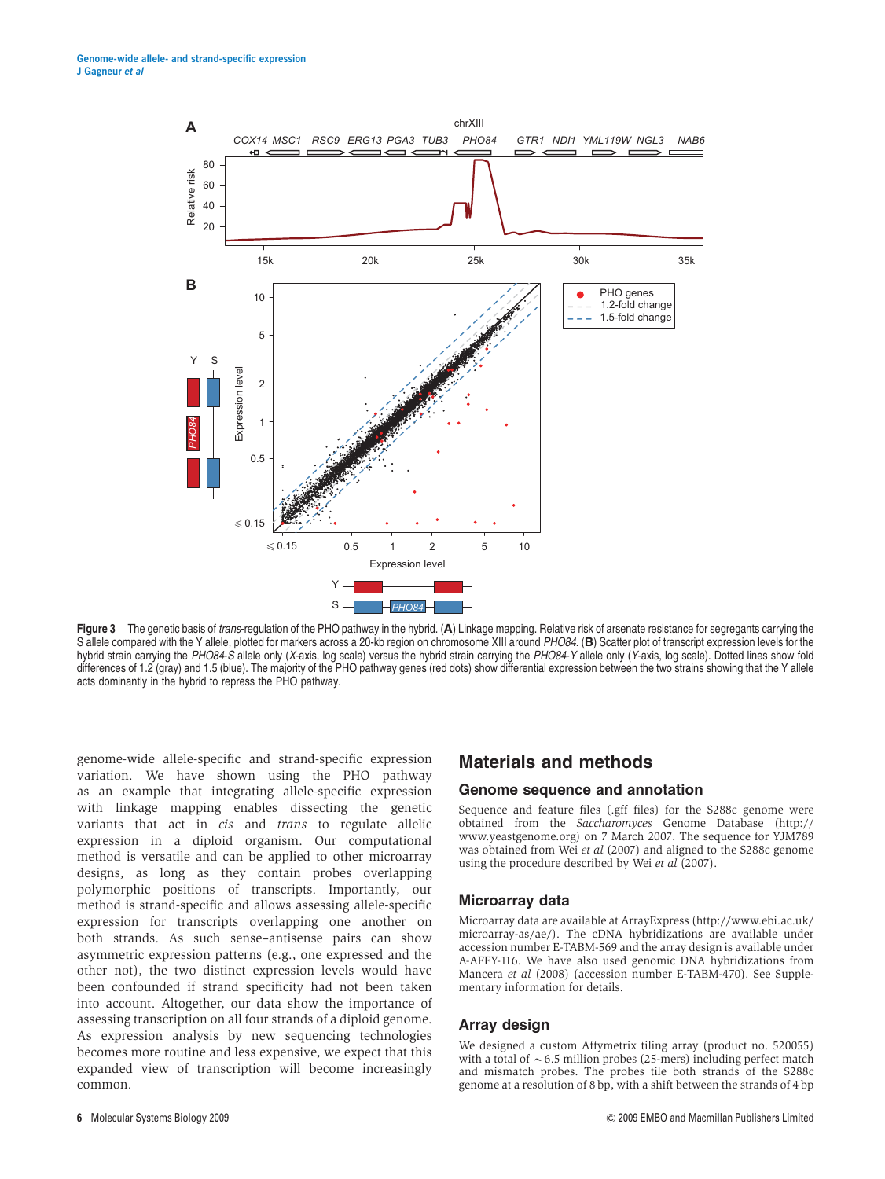**Figure 3** The genetic basis of *trans*-regulation of the PHO pathway in the hybrid. (**A**) Linkage mapping. Relative risk of arsenate resistance for segregants carrying the S allele compared with the Y allele, plotted for markers across a 20-kb region on chromosome XIII around *PHO84*. (**B**) Scatter plot of transcript expression levels for the hybrid strain carrying the *PHO84-S* allele only (*X*-axis, log scale) versus the hybrid strain carrying the *PHO84-Y* allele only (*Y*-axis, log scale). Dotted lines show fold differences of 1.2 (gray) and 1.5 (blue). The majority of the PHO pathway genes (red dots) show differential expression between the two strains showing that the Y allele acts dominantly in the hybrid to repress the PHO pathway.

genome-wide allele-specific and strand-specific expression variation. We have shown using the PHO pathway as an example that integrating allele-specific expression with linkage mapping enables dissecting the genetic variants that act in *cis* and *trans* to regulate allelic expression in a diploid organism. Our computational method is versatile and can be applied to other microarray designs, as long as they contain probes overlapping polymorphic positions of transcripts. Importantly, our method is strand-specific and allows assessing allele-specific expression for transcripts overlapping one another on both strands. As such sense–antisense pairs can show asymmetric expression patterns (e.g., one expressed and the other not), the two distinct expression levels would have been confounded if strand specificity had not been taken into account. Altogether, our data show the importance of assessing transcription on all four strands of a diploid genome. As expression analysis by new sequencing technologies becomes more routine and less expensive, we expect that this expanded view of transcription will become increasingly common.

## Materials and methods

### Genome sequence and annotation

Sequence and feature files (.gff files) for the S288c genome were obtained from the *Saccharomyces* Genome Database (http://www.yeastgenome.org) on 7 March 2007. The sequence for YJM789 was obtained from Wei *et al* (2007) and aligned to the S288c genome using the procedure described by Wei *et al* (2007).

### Microarray data

Microarray data are available at ArrayExpress (http://www.ebi.ac.uk/microarray-as/ae/). The cDNA hybridizations are available under accession number E-TABM-569 and the array design is available under A-AFFY-116. We have also used genomic DNA hybridizations from Mancera *et al* (2008) (accession number E-TABM-470). See Supplementary information for details.

### Array design

We designed a custom Affymetrix tiling array (product no. 520055) with a total of ~6.5 million probes (25-mers) including perfect match and mismatch probes. The probes tile both strands of the S288c genome at a resolution of 8 bp, with a shift between the strands of 4 bp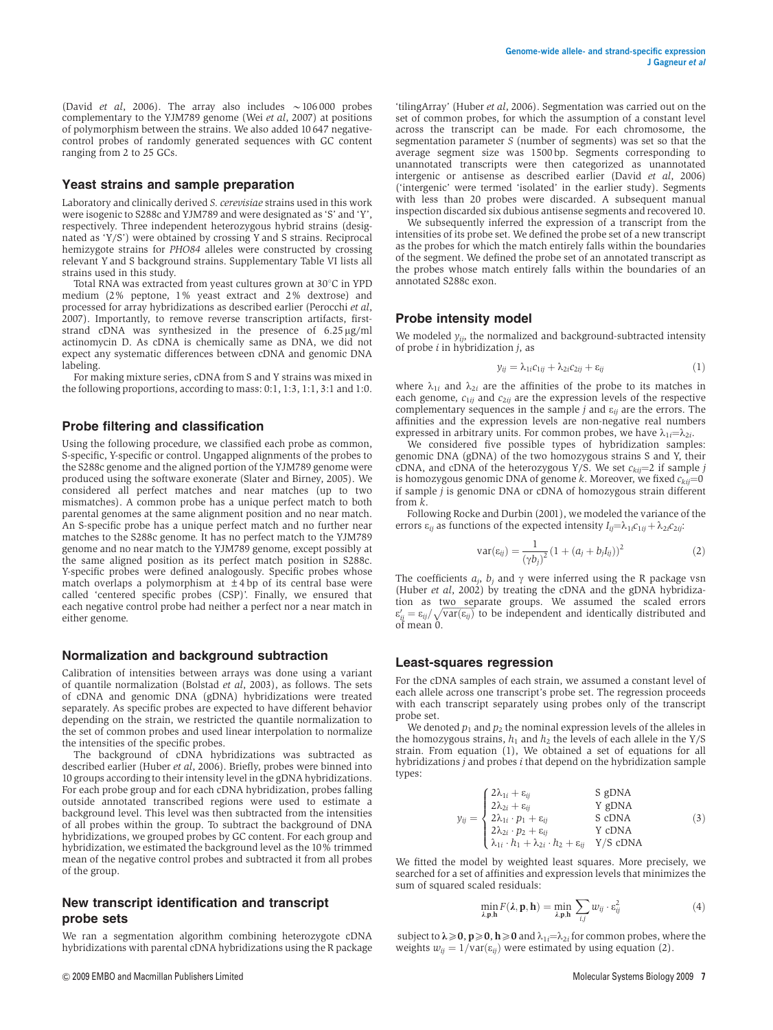(David *et al*, 2006). The array also includes ~106 000 probes complementary to the YJM789 genome (Wei *et al*, 2007) at positions of polymorphism between the strains. We also added 10 647 negative-control probes of randomly generated sequences with GC content ranging from 2 to 25 GCs.

## Yeast strains and sample preparation

Laboratory and clinically derived *S. cerevisiae* strains used in this work were isogenic to S288c and YJM789 and were designated as 'S' and 'Y', respectively. Three independent heterozygous hybrid strains (designated as 'Y/S') were obtained by crossing Y and S strains. Reciprocal hemizygote strains for *PHO84* alleles were constructed by crossing relevant Y and S background strains. Supplementary Table VI lists all strains used in this study.

Total RNA was extracted from yeast cultures grown at 30°C in YPD medium (2% peptone, 1% yeast extract and 2% dextrose) and processed for array hybridizations as described earlier (Perocchi *et al*, 2007). Importantly, to remove reverse transcription artifacts, first-strand cDNA was synthesized in the presence of 6.25 μg/ml actinomycin D. As cDNA is chemically same as DNA, we did not expect any systematic differences between cDNA and genomic DNA labeling.

For making mixture series, cDNA from S and Y strains was mixed in the following proportions, according to mass: 0:1, 1:3, 1:1, 3:1 and 1:0.

## Probe filtering and classification

Using the following procedure, we classified each probe as common, S-specific, Y-specific or control. Ungapped alignments of the probes to the S288c genome and the aligned portion of the YJM789 genome were produced using the software exonerate (Slater and Birney, 2005). We considered all perfect matches and near matches (up to two mismatches). A common probe has a unique perfect match to both parental genomes at the same alignment position and no near match. An S-specific probe has a unique perfect match and no further near matches to the S288c genome. It has no perfect match to the YJM789 genome and no near match to the YJM789 genome, except possibly at the same aligned position as its perfect match position in S288c. Y-specific probes were defined analogously. Specific probes whose match overlaps a polymorphism at ±4 bp of its central base were called 'centered specific probes (CSP)'. Finally, we ensured that each negative control probe had neither a perfect nor a near match in either genome.

## Normalization and background subtraction

Calibration of intensities between arrays was done using a variant of quantile normalization (Bolstad *et al*, 2003), as follows. The sets of cDNA and genomic DNA (gDNA) hybridizations were treated separately. As specific probes are expected to have different behavior depending on the strain, we restricted the quantile normalization to the set of common probes and used linear interpolation to normalize the intensities of the specific probes.

The background of cDNA hybridizations was subtracted as described earlier (Huber *et al*, 2006). Briefly, probes were binned into 10 groups according to their intensity level in the gDNA hybridizations. For each probe group and for each cDNA hybridization, probes falling outside annotated transcribed regions were used to estimate a background level. This level was then subtracted from the intensities of all probes within the group. To subtract the background of DNA hybridizations, we grouped probes by GC content. For each group and hybridization, we estimated the background level as the 10% trimmed mean of the negative control probes and subtracted it from all probes of the group.

## New transcript identification and transcript probe sets

We ran a segmentation algorithm combining heterozygote cDNA hybridizations with parental cDNA hybridizations using the R package 'tilingArray' (Huber *et al*, 2006). Segmentation was carried out on the set of common probes, for which the assumption of a constant level across the transcript can be made. For each chromosome, the segmentation parameter $S$ (number of segments) was set so that the average segment size was 1500 bp. Segments corresponding to unannotated transcripts were then categorized as unannotated intergenic or antisense as described earlier (David *et al*, 2006) ('intergenic' were termed 'isolated' in the earlier study). Segments with less than 20 probes were discarded. A subsequent manual inspection discarded six dubious antisense segments and recovered 10.

We subsequently inferred the expression of a transcript from the intensities of its probe set. We defined the probe set of a new transcript as the probes for which the match entirely falls within the boundaries of the segment. We defined the probe set of an annotated transcript as the probes whose match entirely falls within the boundaries of an annotated S288c exon.

## Probe intensity model

We modeled $y_{ij}$, the normalized and background-subtracted intensity of probe $i$ in hybridization $j$, as

$$y_{ij} = \lambda_{1i}c_{1ij} + \lambda_{2i}c_{2ij} + \varepsilon_{ij} \tag{1}$$

where $\lambda_{1i}$ and $\lambda_{2i}$ are the affinities of the probe to its matches in each genome, $c_{1ij}$ and $c_{2ij}$ are the expression levels of the respective complementary sequences in the sample $j$ and $\varepsilon_{ij}$ are the errors. The affinities and the expression levels are non-negative real numbers expressed in arbitrary units. For common probes, we have $\lambda_{1i}=\lambda_{2i}$.

We considered five possible types of hybridization samples: genomic DNA (gDNA) of the two homozygous strains S and Y, their cDNA, and cDNA of the heterozygous Y/S. We set $c_{kij}=2$ if sample $j$ is homozygous genomic DNA of genome $k$. Moreover, we fixed $c_{kij}=0$ if sample $j$ is genomic DNA or cDNA of homozygous strain different from $k$.

Following Rocke and Durbin (2001), we modeled the variance of the errors $\varepsilon_{ij}$ as functions of the expected intensity $I_{ij}=\lambda_{1i}c_{1ij}+\lambda_{2i}c_{2ij}$:

$$\mathrm{var}(\varepsilon_{ij}) = \frac{1}{(\gamma b_j)^2}\left(1 + (a_j + b_j I_{ij})\right)^2 \tag{2}$$

The coefficients $a_j$, $b_j$ and $\gamma$ were inferred using the R package vsn (Huber *et al*, 2002) by treating the cDNA and the gDNA hybridization as two separate groups. We assumed the scaled errors $\varepsilon'_{ij} = \varepsilon_{ij}/\sqrt{\mathrm{var}(\varepsilon_{ij})}$ to be independent and identically distributed and of mean 0.

## Least-squares regression

For the cDNA samples of each strain, we assumed a constant level of each allele across one transcript's probe set. The regression proceeds with each transcript separately using probes only of the transcript probe set.

We denoted $p_1$ and $p_2$ the nominal expression levels of the alleles in the homozygous strains, $h_1$ and $h_2$ the levels of each allele in the Y/S strain. From equation (1), We obtained a set of equations for all hybridizations $j$ and probes $i$ that depend on the hybridization sample types:

$$y_{ij} = \begin{cases} 2\lambda_{1i} + \varepsilon_{ij} & \text{S gDNA} \\ 2\lambda_{2i} + \varepsilon_{ij} & \text{Y gDNA} \\ 2\lambda_{1i}\cdot p_1 + \varepsilon_{ij} & \text{S cDNA} \\ 2\lambda_{2i}\cdot p_2 + \varepsilon_{ij} & \text{Y cDNA} \\ \lambda_{1i}\cdot h_1 + \lambda_{2i}\cdot h_2 + \varepsilon_{ij} & \text{Y/S cDNA} \end{cases} \tag{3}$$

We fitted the model by weighted least squares. More precisely, we searched for a set of affinities and expression levels that minimizes the sum of squared scaled residuals:

$$\min_{\boldsymbol{\lambda},\mathbf{p},\mathbf{h}} F(\boldsymbol{\lambda},\mathbf{p},\mathbf{h}) = \min_{\boldsymbol{\lambda},\mathbf{p},\mathbf{h}} \sum_{i,j} w_{ij}\cdot\varepsilon_{ij}^2 \tag{4}$$

subject to $\boldsymbol{\lambda}\geqslant\mathbf{0}$, $\mathbf{p}\geqslant\mathbf{0}$, $\mathbf{h}\geqslant\mathbf{0}$ and $\lambda_{1i}=\lambda_{2i}$ for common probes, where the weights $w_{ij} = 1/\mathrm{var}(\varepsilon_{ij})$ were estimated by using equation (2).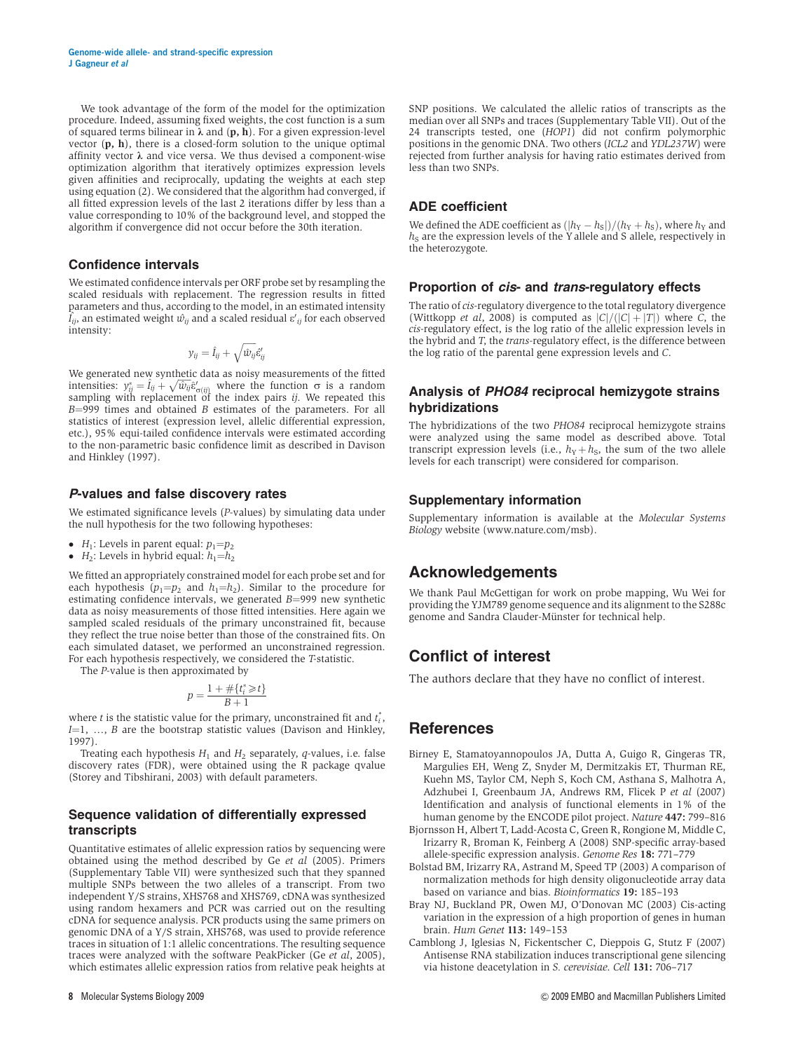We took advantage of the form of the model for the optimization procedure. Indeed, assuming fixed weights, the cost function is a sum of squared terms bilinear in $\boldsymbol{\lambda}$ and $(\mathbf{p}, \mathbf{h})$. For a given expression-level vector $(\mathbf{p}, \mathbf{h})$, there is a closed-form solution to the unique optimal affinity vector $\boldsymbol{\lambda}$ and vice versa. We thus devised a component-wise optimization algorithm that iteratively optimizes expression levels given affinities and reciprocally, updating the weights at each step using equation (2). We considered that the algorithm had converged, if all fitted expression levels of the last 2 iterations differ by less than a value corresponding to 10% of the background level, and stopped the algorithm if convergence did not occur before the 30th iteration.

## Confidence intervals

We estimated confidence intervals per ORF probe set by resampling the scaled residuals with replacement. The regression results in fitted parameters and thus, according to the model, in an estimated intensity $\hat{I}_{ij}$, an estimated weight $\hat{w}_{ij}$ and a scaled residual $\varepsilon'_{ij}$ for each observed intensity:

$$y_{ij} = \hat{I}_{ij} + \sqrt{\hat{w}_{ij}}\varepsilon'_{ij}$$

We generated new synthetic data as noisy measurements of the fitted intensities: $y^{*}_{ij} = \hat{I}_{ij} + \sqrt{\hat{w}_{ij}}\varepsilon'_{\sigma(ij)}$ where the function $\sigma$ is a random sampling with replacement of the index pairs $ij$. We repeated this $B$=999 times and obtained $B$ estimates of the parameters. For all statistics of interest (expression level, allelic differential expression, etc.), 95% equi-tailed confidence intervals were estimated according to the non-parametric basic confidence limit as described in Davison and Hinkley (1997).

## *P*-values and false discovery rates

We estimated significance levels (*P*-values) by simulating data under the null hypothesis for the two following hypotheses:

- $H_1$: Levels in parent equal: $p_1$=$p_2$
- $H_2$: Levels in hybrid equal: $h_1$=$h_2$

We fitted an appropriately constrained model for each probe set and for each hypothesis ($p_1$=$p_2$ and $h_1$=$h_2$). Similar to the procedure for estimating confidence intervals, we generated $B$=999 new synthetic data as noisy measurements of those fitted intensities. Here again we sampled scaled residuals of the primary unconstrained fit, because they reflect the true noise better than those of the constrained fits. On each simulated dataset, we performed an unconstrained regression. For each hypothesis respectively, we considered the *T*-statistic.

The *P*-value is then approximated by

$$p = \frac{1 + \#\{t^{*}_{i} \geqslant t\}}{B+1}$$

where $t$ is the statistic value for the primary, unconstrained fit and $t^{*}_{i}$, $I$=1, ..., $B$ are the bootstrap statistic values (Davison and Hinkley, 1997).

Treating each hypothesis $H_1$ and $H_2$ separately, *q*-values, i.e. false discovery rates (FDR), were obtained using the R package qvalue (Storey and Tibshirani, 2003) with default parameters.

## Sequence validation of differentially expressed transcripts

Quantitative estimates of allelic expression ratios by sequencing were obtained using the method described by Ge *et al* (2005). Primers (Supplementary Table VII) were synthesized such that they spanned multiple SNPs between the two alleles of a transcript. From two independent Y/S strains, XHS768 and XHS769, cDNA was synthesized using random hexamers and PCR was carried out on the resulting cDNA for sequence analysis. PCR products using the same primers on genomic DNA of a Y/S strain, XHS768, was used to provide reference traces in situation of 1:1 allelic concentrations. The resulting sequence traces were analyzed with the software PeakPicker (Ge *et al*, 2005), which estimates allelic expression ratios from relative peak heights at SNP positions. We calculated the allelic ratios of transcripts as the median over all SNPs and traces (Supplementary Table VII). Out of the 24 transcripts tested, one (*HOP1*) did not confirm polymorphic positions in the genomic DNA. Two others (*ICL2* and *YDL237W*) were rejected from further analysis for having ratio estimates derived from less than two SNPs.

## ADE coefficient

We defined the ADE coefficient as $(|h_{\mathrm{Y}} - h_{\mathrm{S}}|)/(h_{\mathrm{Y}} + h_{\mathrm{S}})$, where $h_{\mathrm{Y}}$ and $h_{\mathrm{S}}$ are the expression levels of the Y allele and S allele, respectively in the heterozygote.

## Proportion of *cis*- and *trans*-regulatory effects

The ratio of *cis*-regulatory divergence to the total regulatory divergence (Wittkopp *et al*, 2008) is computed as $|C|/(|C| + |T|)$ where $C$, the *cis*-regulatory effect, is the log ratio of the allelic expression levels in the hybrid and $T$, the *trans*-regulatory effect, is the difference between the log ratio of the parental gene expression levels and $C$.

## Analysis of *PHO84* reciprocal hemizygote strains hybridizations

The hybridizations of the two *PHO84* reciprocal hemizygote strains were analyzed using the same model as described above. Total transcript expression levels (i.e., $h_{\mathrm{Y}} + h_{\mathrm{S}}$, the sum of the two allele levels for each transcript) were considered for comparison.

## Supplementary information

Supplementary information is available at the *Molecular Systems Biology* website (www.nature.com/msb).

# Acknowledgements

We thank Paul McGettigan for work on probe mapping, Wu Wei for providing the YJM789 genome sequence and its alignment to the S288c genome and Sandra Clauder-Münster for technical help.

# Conflict of interest

The authors declare that they have no conflict of interest.

# References

Birney E, Stamatoyannopoulos JA, Dutta A, Guigo R, Gingeras TR, Margulies EH, Weng Z, Snyder M, Dermitzakis ET, Thurman RE, Kuehn MS, Taylor CM, Neph S, Koch CM, Asthana S, Malhotra A, Adzhubei I, Greenbaum JA, Andrews RM, Flicek P *et al* (2007) Identification and analysis of functional elements in 1% of the human genome by the ENCODE pilot project. *Nature* **447:** 799–816

Bjornsson H, Albert T, Ladd-Acosta C, Green R, Rongione M, Middle C, Irizarry R, Broman K, Feinberg A (2008) SNP-specific array-based allele-specific expression analysis. *Genome Res* **18:** 771–779

Bolstad BM, Irizarry RA, Astrand M, Speed TP (2003) A comparison of normalization methods for high density oligonucleotide array data based on variance and bias. *Bioinformatics* **19:** 185–193

Bray NJ, Buckland PR, Owen MJ, O'Donovan MC (2003) Cis-acting variation in the expression of a high proportion of genes in human brain. *Hum Genet* **113:** 149–153

Camblong J, Iglesias N, Fickentscher C, Dieppois G, Stutz F (2007) Antisense RNA stabilization induces transcriptional gene silencing via histone deacetylation in *S. cerevisiae*. *Cell* **131:** 706–717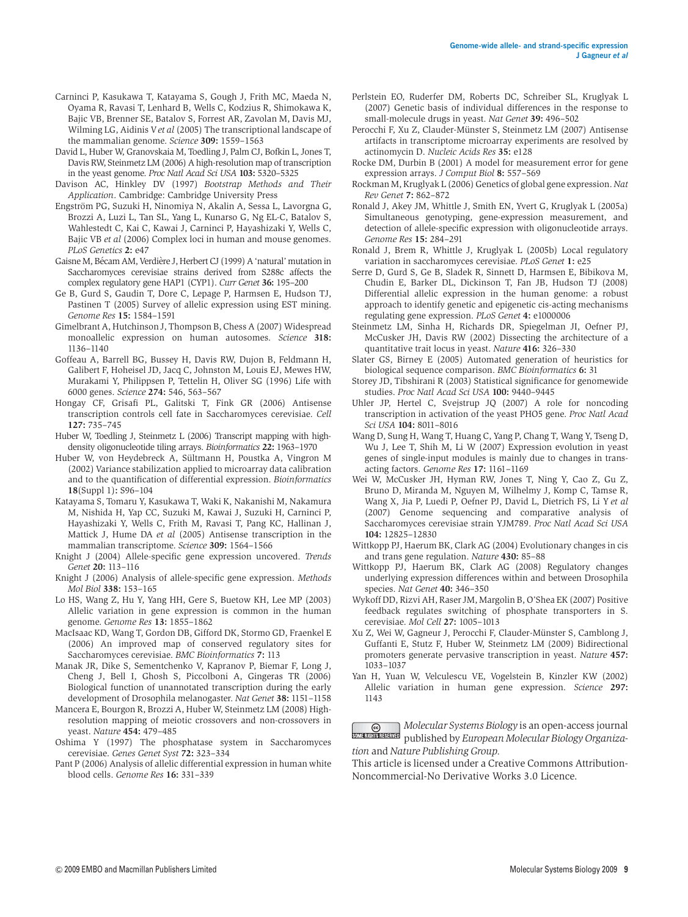Carninci P, Kasukawa T, Katayama S, Gough J, Frith MC, Maeda N, Oyama R, Ravasi T, Lenhard B, Wells C, Kodzius R, Shimokawa K, Bajic VB, Brenner SE, Batalov S, Forrest AR, Zavolan M, Davis MJ, Wilming LG, Aidinis V *et al* (2005) The transcriptional landscape of the mammalian genome. *Science* **309:** 1559–1563

David L, Huber W, Granovskaia M, Toedling J, Palm CJ, Bofkin L, Jones T, Davis RW, Steinmetz LM (2006) A high-resolution map of transcription in the yeast genome. *Proc Natl Acad Sci USA* **103:** 5320–5325

Davison AC, Hinkley DV (1997) *Bootstrap Methods and Their Application*. Cambridge: Cambridge University Press

Engström PG, Suzuki H, Ninomiya N, Akalin A, Sessa L, Lavorgna G, Brozzi A, Luzi L, Tan SL, Yang L, Kunarso G, Ng EL-C, Batalov S, Wahlestedt C, Kai C, Kawai J, Carninci P, Hayashizaki Y, Wells C, Bajic VB *et al* (2006) Complex loci in human and mouse genomes. *PLoS Genetics* **2:** e47

Gaisne M, Bécam AM, Verdière J, Herbert CJ (1999) A 'natural' mutation in Saccharomyces cerevisiae strains derived from S288c affects the complex regulatory gene HAP1 (CYP1). *Curr Genet* **36:** 195–200

Ge B, Gurd S, Gaudin T, Dore C, Lepage P, Harmsen E, Hudson TJ, Pastinen T (2005) Survey of allelic expression using EST mining. *Genome Res* **15:** 1584–1591

Gimelbrant A, Hutchinson J, Thompson B, Chess A (2007) Widespread monoallelic expression on human autosomes. *Science* **318:** 1136–1140

Goffeau A, Barrell BG, Bussey H, Davis RW, Dujon B, Feldmann H, Galibert F, Hoheisel JD, Jacq C, Johnston M, Louis EJ, Mewes HW, Murakami Y, Philippsen P, Tettelin H, Oliver SG (1996) Life with 6000 genes. *Science* **274:** 546, 563–567

Hongay CF, Grisafi PL, Galitski T, Fink GR (2006) Antisense transcription controls cell fate in Saccharomyces cerevisiae. *Cell* **127:** 735–745

Huber W, Toedling J, Steinmetz L (2006) Transcript mapping with high-density oligonucleotide tiling arrays. *Bioinformatics* **22:** 1963–1970

Huber W, von Heydebreck A, Sültmann H, Poustka A, Vingron M (2002) Variance stabilization applied to microarray data calibration and to the quantification of differential expression. *Bioinformatics* **18**(Suppl 1)**:** S96–104

Katayama S, Tomaru Y, Kasukawa T, Waki K, Nakanishi M, Nakamura M, Nishida H, Yap CC, Suzuki M, Kawai J, Suzuki H, Carninci P, Hayashizaki Y, Wells C, Frith M, Ravasi T, Pang KC, Hallinan J, Mattick J, Hume DA *et al* (2005) Antisense transcription in the mammalian transcriptome. *Science* **309:** 1564–1566

Knight J (2004) Allele-specific gene expression uncovered. *Trends Genet* **20:** 113–116

Knight J (2006) Analysis of allele-specific gene expression. *Methods Mol Biol* **338:** 153–165

Lo HS, Wang Z, Hu Y, Yang HH, Gere S, Buetow KH, Lee MP (2003) Allelic variation in gene expression is common in the human genome. *Genome Res* **13:** 1855–1862

MacIsaac KD, Wang T, Gordon DB, Gifford DK, Stormo GD, Fraenkel E (2006) An improved map of conserved regulatory sites for Saccharomyces cerevisiae. *BMC Bioinformatics* **7:** 113

Manak JR, Dike S, Sementchenko V, Kapranov P, Biemar F, Long J, Cheng J, Bell I, Ghosh S, Piccolboni A, Gingeras TR (2006) Biological function of unannotated transcription during the early development of Drosophila melanogaster. *Nat Genet* **38:** 1151–1158

Mancera E, Bourgon R, Brozzi A, Huber W, Steinmetz LM (2008) High-resolution mapping of meiotic crossovers and non-crossovers in yeast. *Nature* **454:** 479–485

Oshima Y (1997) The phosphatase system in Saccharomyces cerevisiae. *Genes Genet Syst* **72:** 323–334

Pant P (2006) Analysis of allelic differential expression in human white blood cells. *Genome Res* **16:** 331–339

Perlstein EO, Ruderfer DM, Roberts DC, Schreiber SL, Kruglyak L (2007) Genetic basis of individual differences in the response to small-molecule drugs in yeast. *Nat Genet* **39:** 496–502

Perocchi F, Xu Z, Clauder-Münster S, Steinmetz LM (2007) Antisense artifacts in transcriptome microarray experiments are resolved by actinomycin D. *Nucleic Acids Res* **35:** e128

Rocke DM, Durbin B (2001) A model for measurement error for gene expression arrays. *J Comput Biol* **8:** 557–569

Rockman M, Kruglyak L (2006) Genetics of global gene expression. *Nat Rev Genet* **7:** 862–872

Ronald J, Akey JM, Whittle J, Smith EN, Yvert G, Kruglyak L (2005a) Simultaneous genotyping, gene-expression measurement, and detection of allele-specific expression with oligonucleotide arrays. *Genome Res* **15:** 284–291

Ronald J, Brem R, Whittle J, Kruglyak L (2005b) Local regulatory variation in saccharomyces cerevisiae. *PLoS Genet* **1:** e25

Serre D, Gurd S, Ge B, Sladek R, Sinnett D, Harmsen E, Bibikova M, Chudin E, Barker DL, Dickinson T, Fan JB, Hudson TJ (2008) Differential allelic expression in the human genome: a robust approach to identify genetic and epigenetic cis-acting mechanisms regulating gene expression. *PLoS Genet* **4:** e1000006

Steinmetz LM, Sinha H, Richards DR, Spiegelman JI, Oefner PJ, McCusker JH, Davis RW (2002) Dissecting the architecture of a quantitative trait locus in yeast. *Nature* **416:** 326–330

Slater GS, Birney E (2005) Automated generation of heuristics for biological sequence comparison. *BMC Bioinformatics* **6:** 31

Storey JD, Tibshirani R (2003) Statistical significance for genomewide studies. *Proc Natl Acad Sci USA* **100:** 9440–9445

Uhler JP, Hertel C, Svejstrup JQ (2007) A role for noncoding transcription in activation of the yeast PHO5 gene. *Proc Natl Acad Sci USA* **104:** 8011–8016

Wang D, Sung H, Wang T, Huang C, Yang P, Chang T, Wang Y, Tseng D, Wu J, Lee T, Shih M, Li W (2007) Expression evolution in yeast genes of single-input modules is mainly due to changes in trans-acting factors. *Genome Res* **17:** 1161–1169

Wei W, McCusker JH, Hyman RW, Jones T, Ning Y, Cao Z, Gu Z, Bruno D, Miranda M, Nguyen M, Wilhelmy J, Komp C, Tamse R, Wang X, Jia P, Luedi P, Oefner PJ, David L, Dietrich FS, Li Y *et al* (2007) Genome sequencing and comparative analysis of Saccharomyces cerevisiae strain YJM789. *Proc Natl Acad Sci USA* **104:** 12825–12830

Wittkopp PJ, Haerum BK, Clark AG (2004) Evolutionary changes in cis and trans gene regulation. *Nature* **430:** 85–88

Wittkopp PJ, Haerum BK, Clark AG (2008) Regulatory changes underlying expression differences within and between Drosophila species. *Nat Genet* **40:** 346–350

Wykoff DD, Rizvi AH, Raser JM, Margolin B, O'Shea EK (2007) Positive feedback regulates switching of phosphate transporters in S. cerevisiae. *Mol Cell* **27:** 1005–1013

Xu Z, Wei W, Gagneur J, Perocchi F, Clauder-Münster S, Camblong J, Guffanti E, Stutz F, Huber W, Steinmetz LM (2009) Bidirectional promoters generate pervasive transcription in yeast. *Nature* **457:** 1033–1037

Yan H, Yuan W, Velculescu VE, Vogelstein B, Kinzler KW (2002) Allelic variation in human gene expression. *Science* **297:** 1143

*Molecular Systems Biology* is an open-access journal published by *European Molecular Biology Organization* and *Nature Publishing Group.*

This article is licensed under a Creative Commons Attribution-Noncommercial-No Derivative Works 3.0 Licence.